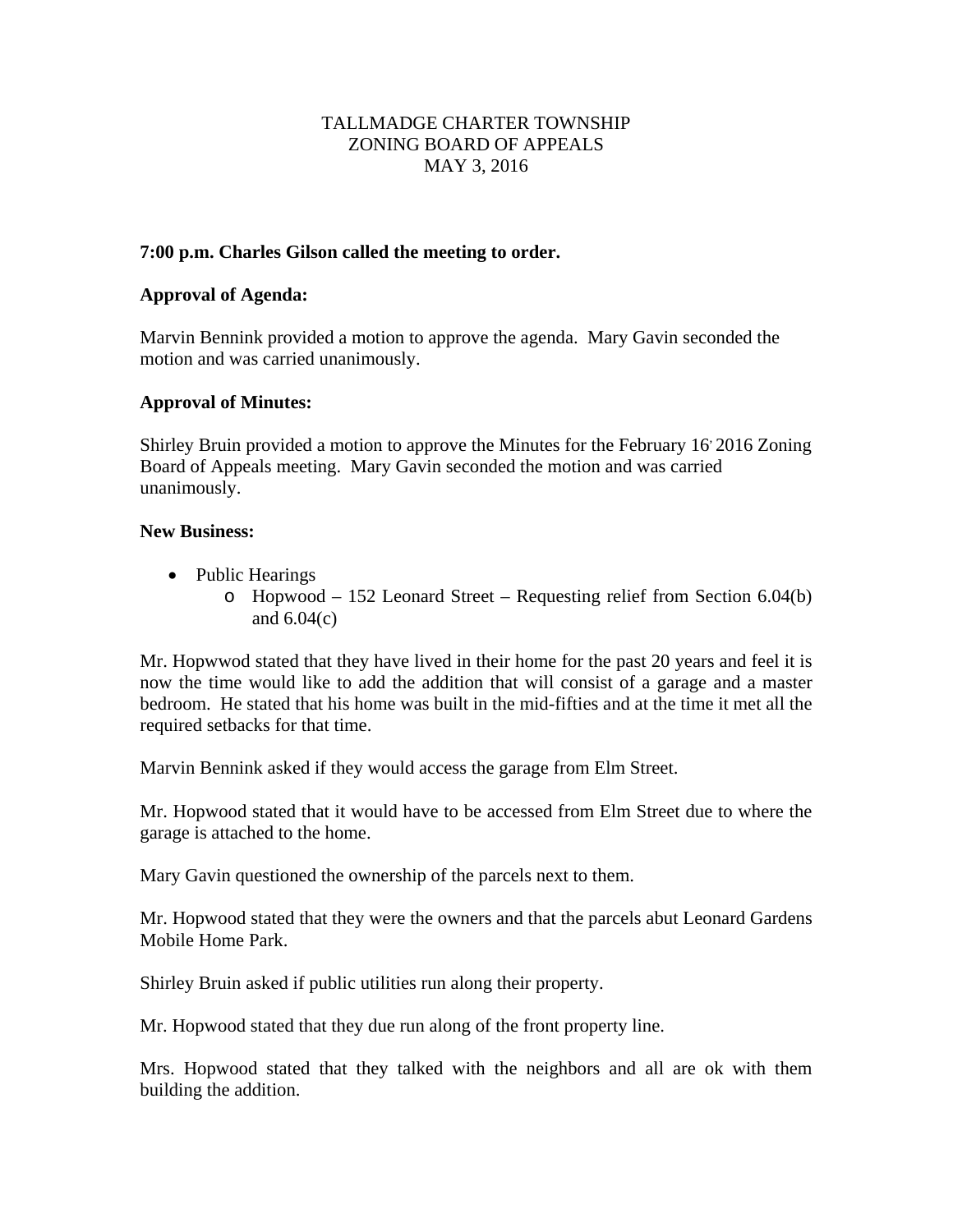TALLMADGE CHARTER TOWNSHIP
ZONING BOARD OF APPEALS
MAY 3, 2016

**7:00 p.m. Charles Gilson called the meeting to order.**

**Approval of Agenda:**

Marvin Bennink provided a motion to approve the agenda. Mary Gavin seconded the motion and was carried unanimously.

**Approval of Minutes:**

Shirley Bruin provided a motion to approve the Minutes for the February 16' 2016 Zoning Board of Appeals meeting. Mary Gavin seconded the motion and was carried unanimously.

**New Business:**

- Public Hearings
    - Hopwood – 152 Leonard Street – Requesting relief from Section 6.04(b) and 6.04(c)

Mr. Hopwwod stated that they have lived in their home for the past 20 years and feel it is now the time would like to add the addition that will consist of a garage and a master bedroom. He stated that his home was built in the mid-fifties and at the time it met all the required setbacks for that time.

Marvin Bennink asked if they would access the garage from Elm Street.

Mr. Hopwood stated that it would have to be accessed from Elm Street due to where the garage is attached to the home.

Mary Gavin questioned the ownership of the parcels next to them.

Mr. Hopwood stated that they were the owners and that the parcels abut Leonard Gardens Mobile Home Park.

Shirley Bruin asked if public utilities run along their property.

Mr. Hopwood stated that they due run along of the front property line.

Mrs. Hopwood stated that they talked with the neighbors and all are ok with them building the addition.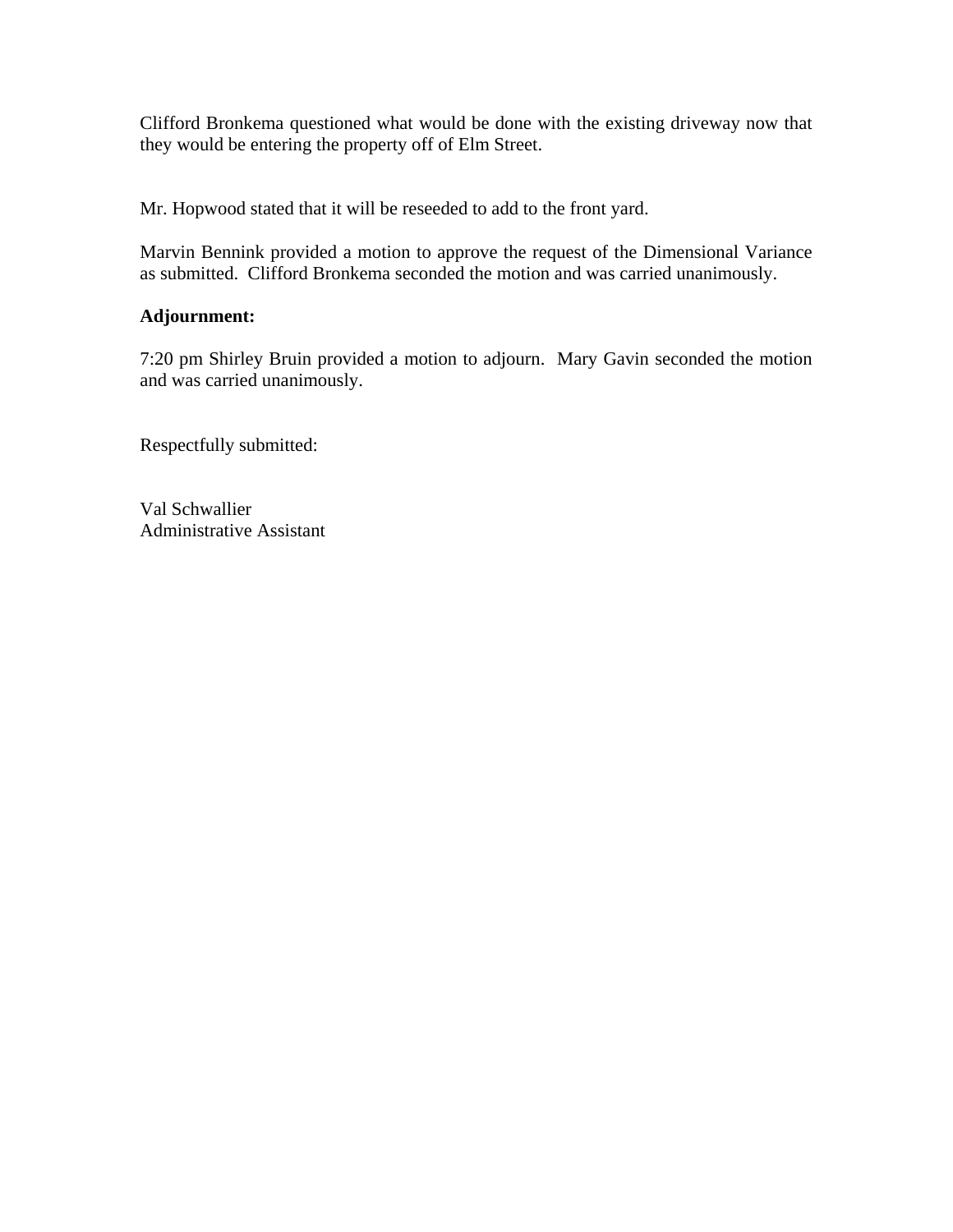Clifford Bronkema questioned what would be done with the existing driveway now that they would be entering the property off of Elm Street.

Mr. Hopwood stated that it will be reseeded to add to the front yard.

Marvin Bennink provided a motion to approve the request of the Dimensional Variance as submitted. Clifford Bronkema seconded the motion and was carried unanimously.

**Adjournment:**

7:20 pm Shirley Bruin provided a motion to adjourn. Mary Gavin seconded the motion and was carried unanimously.

Respectfully submitted:

Val Schwallier
Administrative Assistant